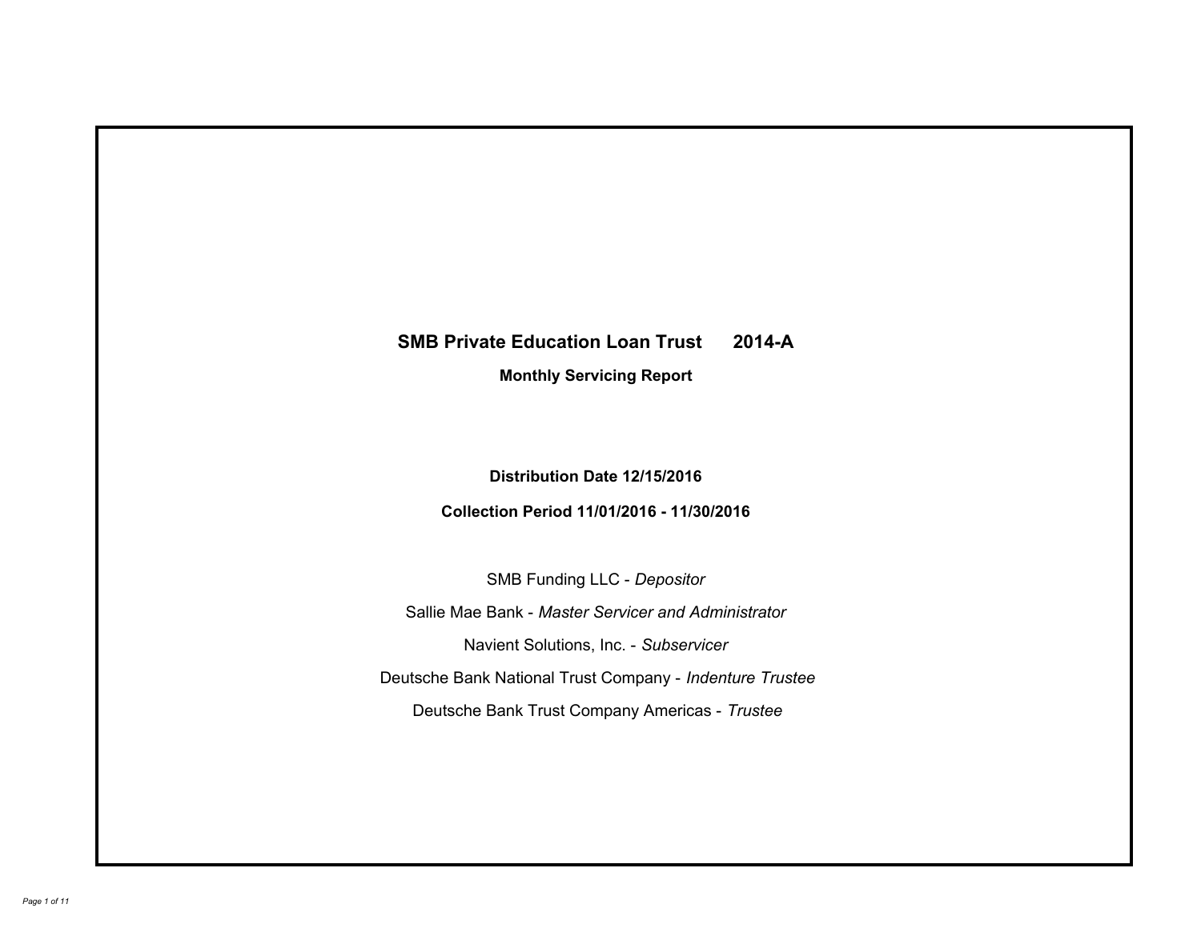# SMB Private Education Loan Trust 2014-A

## Monthly Servicing Report

**Distribution Date 12/15/2016**

**Collection Period 11/01/2016 - 11/30/2016**

SMB Funding LLC - *Depositor*

Sallie Mae Bank - *Master Servicer and Administrator*

Navient Solutions, Inc. - *Subservicer*

Deutsche Bank National Trust Company - *Indenture Trustee*

Deutsche Bank Trust Company Americas - *Trustee*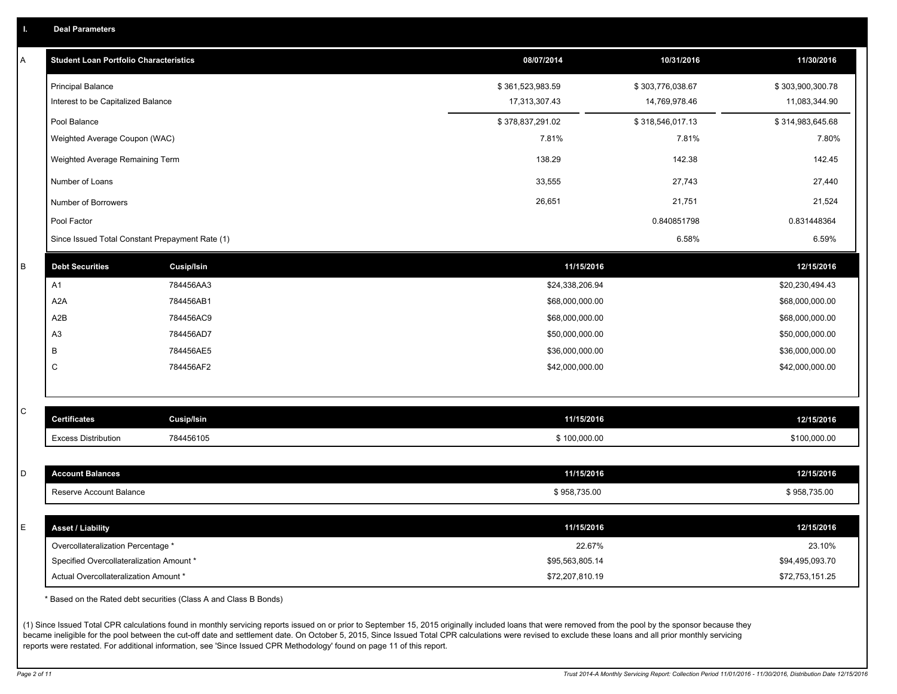## I. Deal Parameters

### A

| Student Loan Portfolio Characteristics | 08/07/2014 | 10/31/2016 | 11/30/2016 |
|---|---|---|---|
| Principal Balance | $ 361,523,983.59 | $ 303,776,038.67 | $ 303,900,300.78 |
| Interest to be Capitalized Balance | 17,313,307.43 | 14,769,978.46 | 11,083,344.90 |
| Pool Balance | $ 378,837,291.02 | $ 318,546,017.13 | $ 314,983,645.68 |
| Weighted Average Coupon (WAC) | 7.81% | 7.81% | 7.80% |
| Weighted Average Remaining Term | 138.29 | 142.38 | 142.45 |
| Number of Loans | 33,555 | 27,743 | 27,440 |
| Number of Borrowers | 26,651 | 21,751 | 21,524 |
| Pool Factor | | 0.840851798 | 0.831448364 |
| Since Issued Total Constant Prepayment Rate (1) | | 6.58% | 6.59% |

### B

| Debt Securities | Cusip/Isin | 11/15/2016 | 12/15/2016 |
|---|---|---|---|
| A1 | 784456AA3 | $24,338,206.94 | $20,230,494.43 |
| A2A | 784456AB1 | $68,000,000.00 | $68,000,000.00 |
| A2B | 784456AC9 | $68,000,000.00 | $68,000,000.00 |
| A3 | 784456AD7 | $50,000,000.00 | $50,000,000.00 |
| B | 784456AE5 | $36,000,000.00 | $36,000,000.00 |
| C | 784456AF2 | $42,000,000.00 | $42,000,000.00 |

### C

| Certificates | Cusip/Isin | 11/15/2016 | 12/15/2016 |
|---|---|---|---|
| Excess Distribution | 784456105 | $ 100,000.00 | $100,000.00 |

### D

| Account Balances | 11/15/2016 | 12/15/2016 |
|---|---|---|
| Reserve Account Balance | $ 958,735.00 | $ 958,735.00 |

### E

| Asset / Liability | 11/15/2016 | 12/15/2016 |
|---|---|---|
| Overcollateralization Percentage * | 22.67% | 23.10% |
| Specified Overcollateralization Amount * | $95,563,805.14 | $94,495,093.70 |
| Actual Overcollateralization Amount * | $72,207,810.19 | $72,753,151.25 |

* Based on the Rated debt securities (Class A and Class B Bonds)

(1) Since Issued Total CPR calculations found in monthly servicing reports issued on or prior to September 15, 2015 originally included loans that were removed from the pool by the sponsor because they became ineligible for the pool between the cut-off date and settlement date. On October 5, 2015, Since Issued Total CPR calculations were revised to exclude these loans and all prior monthly servicing reports were restated. For additional information, see 'Since Issued CPR Methodology' found on page 11 of this report.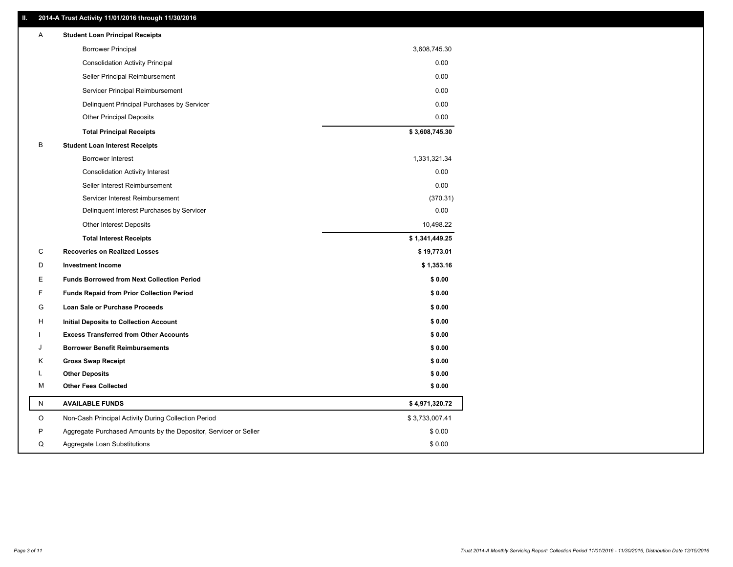## II. 2014-A Trust Activity 11/01/2016 through 11/30/2016

| | | |
|---|---|---|
| A | **Student Loan Principal Receipts** | |
| | Borrower Principal | 3,608,745.30 |
| | Consolidation Activity Principal | 0.00 |
| | Seller Principal Reimbursement | 0.00 |
| | Servicer Principal Reimbursement | 0.00 |
| | Delinquent Principal Purchases by Servicer | 0.00 |
| | Other Principal Deposits | 0.00 |
| | **Total Principal Receipts** | **$ 3,608,745.30** |
| B | **Student Loan Interest Receipts** | |
| | Borrower Interest | 1,331,321.34 |
| | Consolidation Activity Interest | 0.00 |
| | Seller Interest Reimbursement | 0.00 |
| | Servicer Interest Reimbursement | (370.31) |
| | Delinquent Interest Purchases by Servicer | 0.00 |
| | Other Interest Deposits | 10,498.22 |
| | **Total Interest Receipts** | **$ 1,341,449.25** |
| C | **Recoveries on Realized Losses** | **$ 19,773.01** |
| D | **Investment Income** | **$ 1,353.16** |
| E | **Funds Borrowed from Next Collection Period** | **$ 0.00** |
| F | **Funds Repaid from Prior Collection Period** | **$ 0.00** |
| G | **Loan Sale or Purchase Proceeds** | **$ 0.00** |
| H | **Initial Deposits to Collection Account** | **$ 0.00** |
| I | **Excess Transferred from Other Accounts** | **$ 0.00** |
| J | **Borrower Benefit Reimbursements** | **$ 0.00** |
| K | **Gross Swap Receipt** | **$ 0.00** |
| L | **Other Deposits** | **$ 0.00** |
| M | **Other Fees Collected** | **$ 0.00** |
| N | **AVAILABLE FUNDS** | **$ 4,971,320.72** |
| O | Non-Cash Principal Activity During Collection Period | $ 3,733,007.41 |
| P | Aggregate Purchased Amounts by the Depositor, Servicer or Seller | $ 0.00 |
| Q | Aggregate Loan Substitutions | $ 0.00 |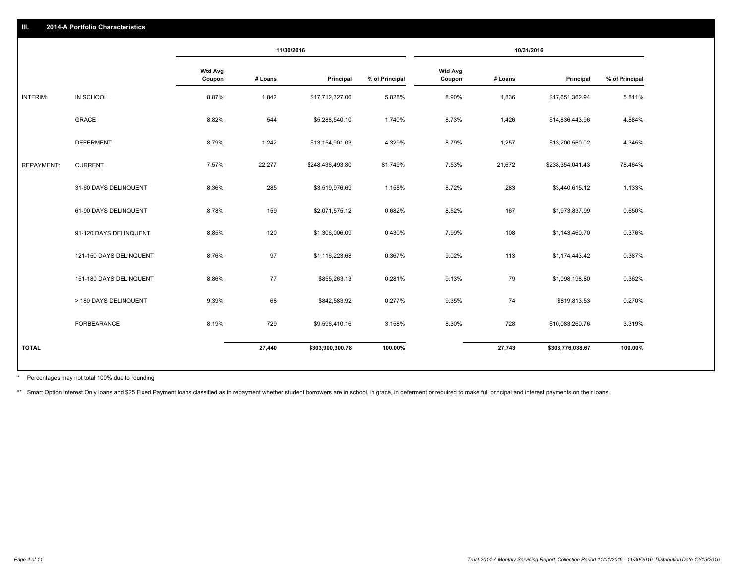## III. 2014-A Portfolio Characteristics

| | | 11/30/2016 | | | | 10/31/2016 | | | |
|---|---|---|---|---|---|---|---|---|---|
| | | Wtd Avg Coupon | # Loans | Principal | % of Principal | Wtd Avg Coupon | # Loans | Principal | % of Principal |
| INTERIM: | IN SCHOOL | 8.87% | 1,842 | $17,712,327.06 | 5.828% | 8.90% | 1,836 | $17,651,362.94 | 5.811% |
| | GRACE | 8.82% | 544 | $5,288,540.10 | 1.740% | 8.73% | 1,426 | $14,836,443.96 | 4.884% |
| | DEFERMENT | 8.79% | 1,242 | $13,154,901.03 | 4.329% | 8.79% | 1,257 | $13,200,560.02 | 4.345% |
| REPAYMENT: | CURRENT | 7.57% | 22,277 | $248,436,493.80 | 81.749% | 7.53% | 21,672 | $238,354,041.43 | 78.464% |
| | 31-60 DAYS DELINQUENT | 8.36% | 285 | $3,519,976.69 | 1.158% | 8.72% | 283 | $3,440,615.12 | 1.133% |
| | 61-90 DAYS DELINQUENT | 8.78% | 159 | $2,071,575.12 | 0.682% | 8.52% | 167 | $1,973,837.99 | 0.650% |
| | 91-120 DAYS DELINQUENT | 8.85% | 120 | $1,306,006.09 | 0.430% | 7.99% | 108 | $1,143,460.70 | 0.376% |
| | 121-150 DAYS DELINQUENT | 8.76% | 97 | $1,116,223.68 | 0.367% | 9.02% | 113 | $1,174,443.42 | 0.387% |
| | 151-180 DAYS DELINQUENT | 8.86% | 77 | $855,263.13 | 0.281% | 9.13% | 79 | $1,098,198.80 | 0.362% |
| | > 180 DAYS DELINQUENT | 9.39% | 68 | $842,583.92 | 0.277% | 9.35% | 74 | $819,813.53 | 0.270% |
| | FORBEARANCE | 8.19% | 729 | $9,596,410.16 | 3.158% | 8.30% | 728 | $10,083,260.76 | 3.319% |
| **TOTAL** | | | **27,440** | **$303,900,300.78** | **100.00%** | | **27,743** | **$303,776,038.67** | **100.00%** |

* Percentages may not total 100% due to rounding

** Smart Option Interest Only loans and $25 Fixed Payment loans classified as in repayment whether student borrowers are in school, in grace, in deferment or required to make full principal and interest payments on their loans.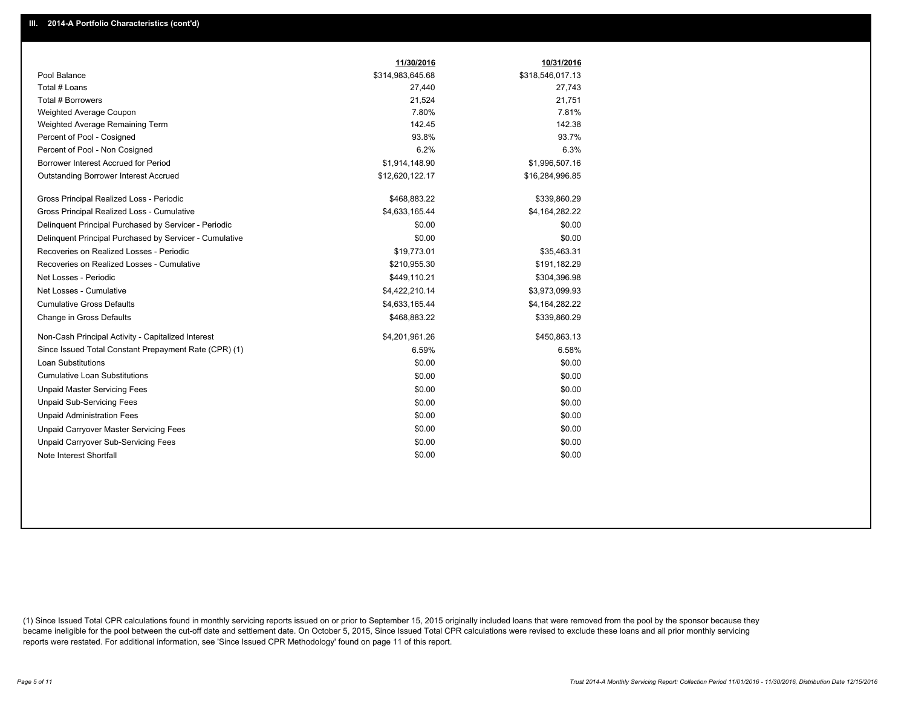## III. 2014-A Portfolio Characteristics (cont'd)

| | 11/30/2016 | 10/31/2016 |
|---|---|---|
| Pool Balance | $314,983,645.68 | $318,546,017.13 |
| Total # Loans | 27,440 | 27,743 |
| Total # Borrowers | 21,524 | 21,751 |
| Weighted Average Coupon | 7.80% | 7.81% |
| Weighted Average Remaining Term | 142.45 | 142.38 |
| Percent of Pool - Cosigned | 93.8% | 93.7% |
| Percent of Pool - Non Cosigned | 6.2% | 6.3% |
| Borrower Interest Accrued for Period | $1,914,148.90 | $1,996,507.16 |
| Outstanding Borrower Interest Accrued | $12,620,122.17 | $16,284,996.85 |
| Gross Principal Realized Loss - Periodic | $468,883.22 | $339,860.29 |
| Gross Principal Realized Loss - Cumulative | $4,633,165.44 | $4,164,282.22 |
| Delinquent Principal Purchased by Servicer - Periodic | $0.00 | $0.00 |
| Delinquent Principal Purchased by Servicer - Cumulative | $0.00 | $0.00 |
| Recoveries on Realized Losses - Periodic | $19,773.01 | $35,463.31 |
| Recoveries on Realized Losses - Cumulative | $210,955.30 | $191,182.29 |
| Net Losses - Periodic | $449,110.21 | $304,396.98 |
| Net Losses - Cumulative | $4,422,210.14 | $3,973,099.93 |
| Cumulative Gross Defaults | $4,633,165.44 | $4,164,282.22 |
| Change in Gross Defaults | $468,883.22 | $339,860.29 |
| Non-Cash Principal Activity - Capitalized Interest | $4,201,961.26 | $450,863.13 |
| Since Issued Total Constant Prepayment Rate (CPR) (1) | 6.59% | 6.58% |
| Loan Substitutions | $0.00 | $0.00 |
| Cumulative Loan Substitutions | $0.00 | $0.00 |
| Unpaid Master Servicing Fees | $0.00 | $0.00 |
| Unpaid Sub-Servicing Fees | $0.00 | $0.00 |
| Unpaid Administration Fees | $0.00 | $0.00 |
| Unpaid Carryover Master Servicing Fees | $0.00 | $0.00 |
| Unpaid Carryover Sub-Servicing Fees | $0.00 | $0.00 |
| Note Interest Shortfall | $0.00 | $0.00 |

(1) Since Issued Total CPR calculations found in monthly servicing reports issued on or prior to September 15, 2015 originally included loans that were removed from the pool by the sponsor because they became ineligible for the pool between the cut-off date and settlement date. On October 5, 2015, Since Issued Total CPR calculations were revised to exclude these loans and all prior monthly servicing reports were restated. For additional information, see 'Since Issued CPR Methodology' found on page 11 of this report.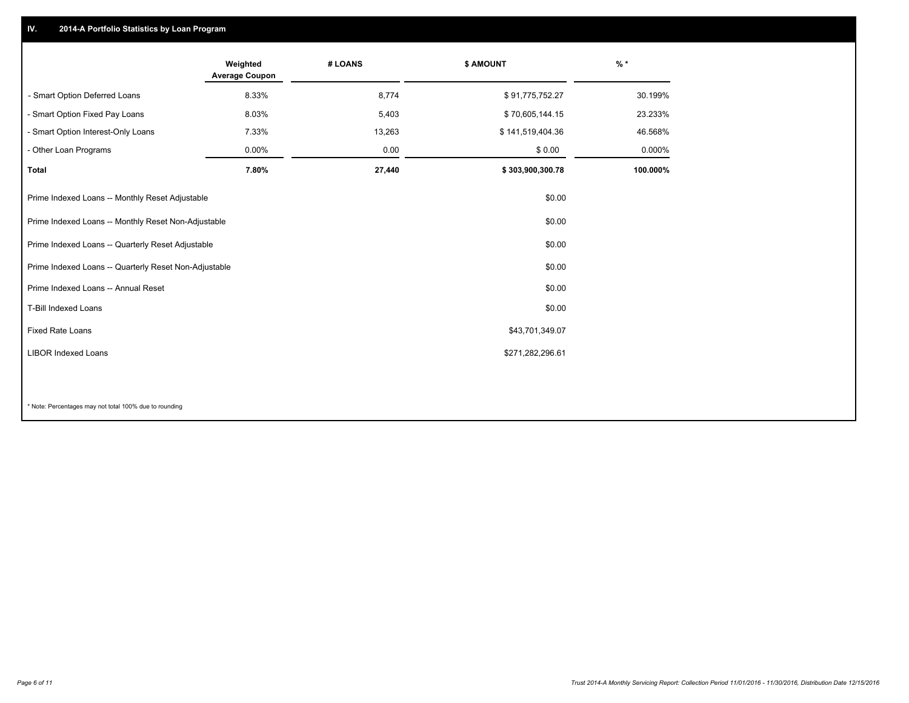## IV. 2014-A Portfolio Statistics by Loan Program

| | Weighted Average Coupon | # LOANS | $ AMOUNT | % * |
|---|---|---|---|---|
| - Smart Option Deferred Loans | 8.33% | 8,774 | $ 91,775,752.27 | 30.199% |
| - Smart Option Fixed Pay Loans | 8.03% | 5,403 | $ 70,605,144.15 | 23.233% |
| - Smart Option Interest-Only Loans | 7.33% | 13,263 | $ 141,519,404.36 | 46.568% |
| - Other Loan Programs | 0.00% | 0.00 | $ 0.00 | 0.000% |
| **Total** | **7.80%** | **27,440** | **$ 303,900,300.78** | **100.000%** |

| | |
|---|---|
| Prime Indexed Loans -- Monthly Reset Adjustable | $0.00 |
| Prime Indexed Loans -- Monthly Reset Non-Adjustable | $0.00 |
| Prime Indexed Loans -- Quarterly Reset Adjustable | $0.00 |
| Prime Indexed Loans -- Quarterly Reset Non-Adjustable | $0.00 |
| Prime Indexed Loans -- Annual Reset | $0.00 |
| T-Bill Indexed Loans | $0.00 |
| Fixed Rate Loans | $43,701,349.07 |
| LIBOR Indexed Loans | $271,282,296.61 |

* Note: Percentages may not total 100% due to rounding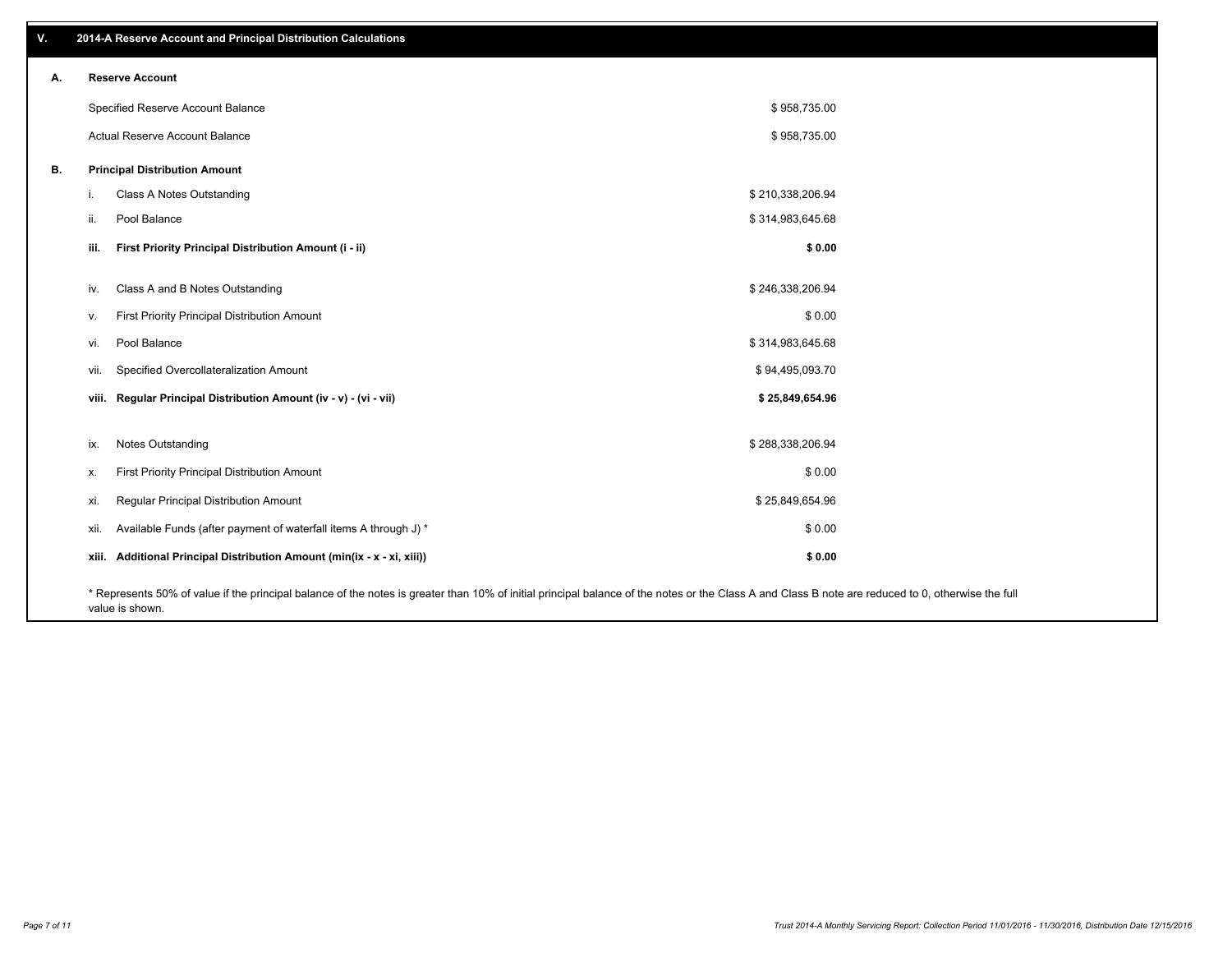## V. 2014-A Reserve Account and Principal Distribution Calculations

### A. Reserve Account

| | |
|---|---|
| Specified Reserve Account Balance | $ 958,735.00 |
| Actual Reserve Account Balance | $ 958,735.00 |

### B. Principal Distribution Amount

| | | |
|---|---|---|
| i. | Class A Notes Outstanding | $ 210,338,206.94 |
| ii. | Pool Balance | $ 314,983,645.68 |
| **iii.** | **First Priority Principal Distribution Amount (i - ii)** | **$ 0.00** |
| iv. | Class A and B Notes Outstanding | $ 246,338,206.94 |
| v. | First Priority Principal Distribution Amount | $ 0.00 |
| vi. | Pool Balance | $ 314,983,645.68 |
| vii. | Specified Overcollateralization Amount | $ 94,495,093.70 |
| **viii.** | **Regular Principal Distribution Amount (iv - v) - (vi - vii)** | **$ 25,849,654.96** |
| ix. | Notes Outstanding | $ 288,338,206.94 |
| x. | First Priority Principal Distribution Amount | $ 0.00 |
| xi. | Regular Principal Distribution Amount | $ 25,849,654.96 |
| xii. | Available Funds (after payment of waterfall items A through J) * | $ 0.00 |
| **xiii.** | **Additional Principal Distribution Amount (min(ix - x - xi, xiii))** | **$ 0.00** |

* Represents 50% of value if the principal balance of the notes is greater than 10% of initial principal balance of the notes or the Class A and Class B note are reduced to 0, otherwise the full value is shown.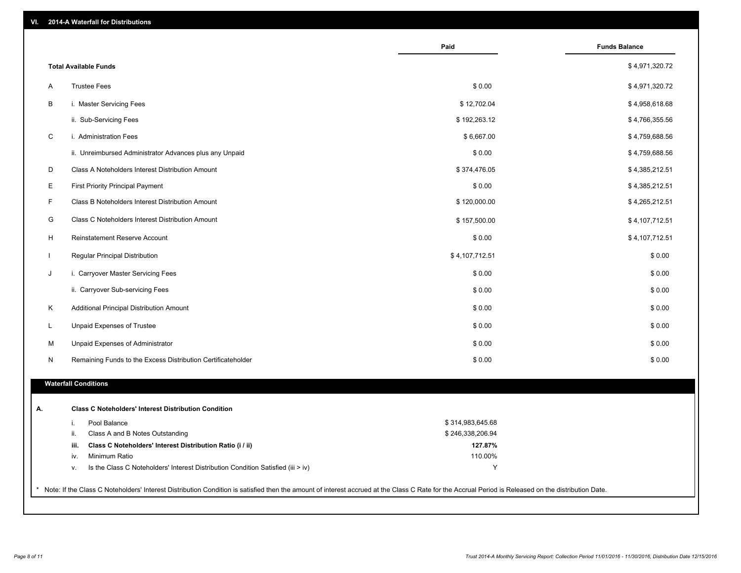## VI. 2014-A Waterfall for Distributions

| | | Paid | Funds Balance |
|---|---|---|---|
| | **Total Available Funds** | | $ 4,971,320.72 |
| A | Trustee Fees | $ 0.00 | $ 4,971,320.72 |
| B | i. Master Servicing Fees | $ 12,702.04 | $ 4,958,618.68 |
| | ii. Sub-Servicing Fees | $ 192,263.12 | $ 4,766,355.56 |
| C | i. Administration Fees | $ 6,667.00 | $ 4,759,688.56 |
| | ii. Unreimbursed Administrator Advances plus any Unpaid | $ 0.00 | $ 4,759,688.56 |
| D | Class A Noteholders Interest Distribution Amount | $ 374,476.05 | $ 4,385,212.51 |
| E | First Priority Principal Payment | $ 0.00 | $ 4,385,212.51 |
| F | Class B Noteholders Interest Distribution Amount | $ 120,000.00 | $ 4,265,212.51 |
| G | Class C Noteholders Interest Distribution Amount | $ 157,500.00 | $ 4,107,712.51 |
| H | Reinstatement Reserve Account | $ 0.00 | $ 4,107,712.51 |
| I | Regular Principal Distribution | $ 4,107,712.51 | $ 0.00 |
| J | i. Carryover Master Servicing Fees | $ 0.00 | $ 0.00 |
| | ii. Carryover Sub-servicing Fees | $ 0.00 | $ 0.00 |
| K | Additional Principal Distribution Amount | $ 0.00 | $ 0.00 |
| L | Unpaid Expenses of Trustee | $ 0.00 | $ 0.00 |
| M | Unpaid Expenses of Administrator | $ 0.00 | $ 0.00 |
| N | Remaining Funds to the Excess Distribution Certificateholder | $ 0.00 | $ 0.00 |

### Waterfall Conditions

**A. Class C Noteholders' Interest Distribution Condition**

| | | |
|---|---|---|
| i. | Pool Balance | $ 314,983,645.68 |
| ii. | Class A and B Notes Outstanding | $ 246,338,206.94 |
| **iii.** | **Class C Noteholders' Interest Distribution Ratio (i / ii)** | **127.87%** |
| iv. | Minimum Ratio | 110.00% |
| v. | Is the Class C Noteholders' Interest Distribution Condition Satisfied (iii > iv) | Y |

* Note: If the Class C Noteholders' Interest Distribution Condition is satisfied then the amount of interest accrued at the Class C Rate for the Accrual Period is Released on the distribution Date.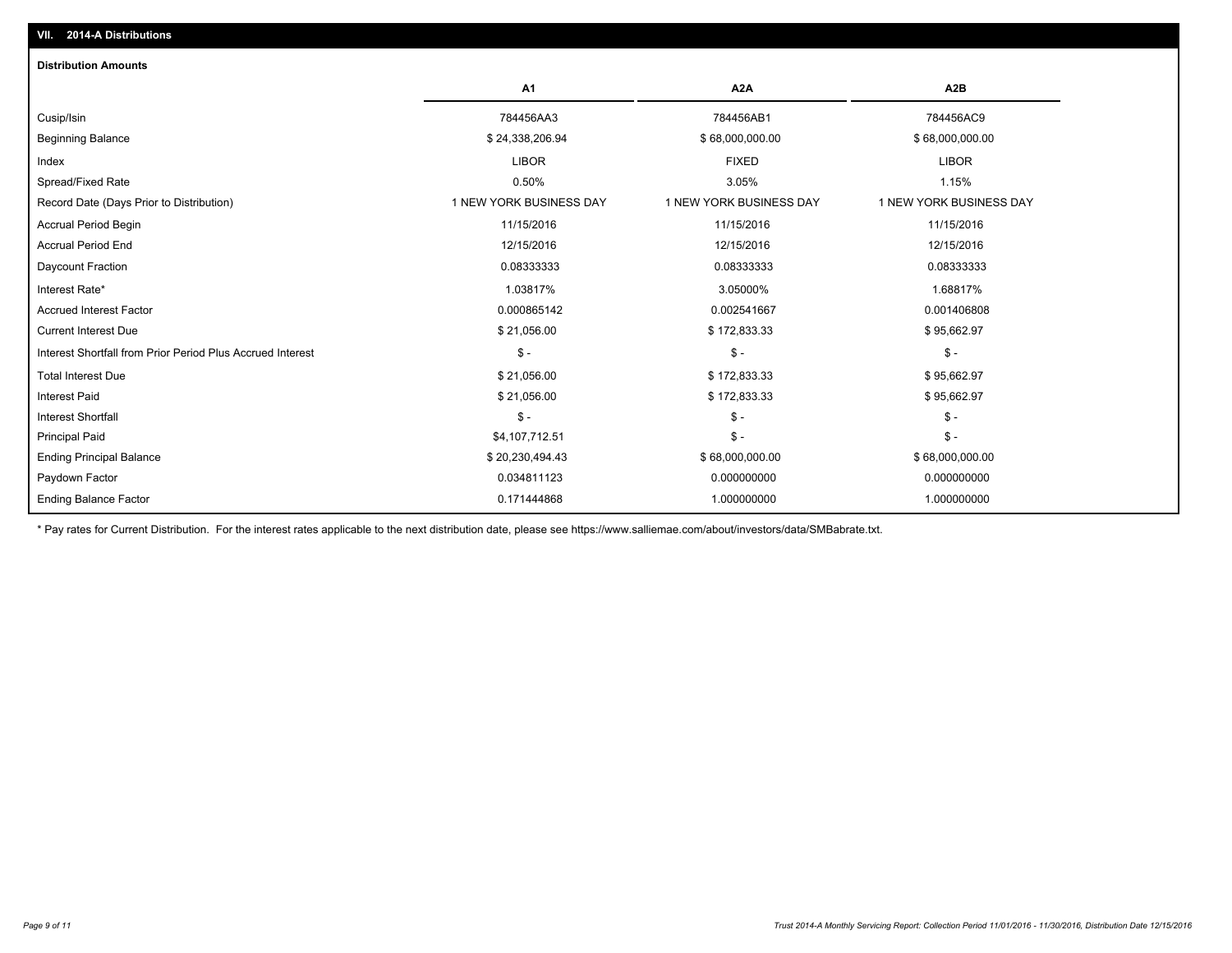## VII. 2014-A Distributions

### Distribution Amounts

| | A1 | A2A | A2B |
|---|---|---|---|
| Cusip/Isin | 784456AA3 | 784456AB1 | 784456AC9 |
| Beginning Balance | $ 24,338,206.94 | $ 68,000,000.00 | $ 68,000,000.00 |
| Index | LIBOR | FIXED | LIBOR |
| Spread/Fixed Rate | 0.50% | 3.05% | 1.15% |
| Record Date (Days Prior to Distribution) | 1 NEW YORK BUSINESS DAY | 1 NEW YORK BUSINESS DAY | 1 NEW YORK BUSINESS DAY |
| Accrual Period Begin | 11/15/2016 | 11/15/2016 | 11/15/2016 |
| Accrual Period End | 12/15/2016 | 12/15/2016 | 12/15/2016 |
| Daycount Fraction | 0.08333333 | 0.08333333 | 0.08333333 |
| Interest Rate* | 1.03817% | 3.05000% | 1.68817% |
| Accrued Interest Factor | 0.000865142 | 0.002541667 | 0.001406808 |
| Current Interest Due | $ 21,056.00 | $ 172,833.33 | $ 95,662.97 |
| Interest Shortfall from Prior Period Plus Accrued Interest | $ - | $ - | $ - |
| Total Interest Due | $ 21,056.00 | $ 172,833.33 | $ 95,662.97 |
| Interest Paid | $ 21,056.00 | $ 172,833.33 | $ 95,662.97 |
| Interest Shortfall | $ - | $ - | $ - |
| Principal Paid | $4,107,712.51 | $ - | $ - |
| Ending Principal Balance | $ 20,230,494.43 | $ 68,000,000.00 | $ 68,000,000.00 |
| Paydown Factor | 0.034811123 | 0.000000000 | 0.000000000 |
| Ending Balance Factor | 0.171444868 | 1.000000000 | 1.000000000 |

* Pay rates for Current Distribution. For the interest rates applicable to the next distribution date, please see https://www.salliemae.com/about/investors/data/SMBabrate.txt.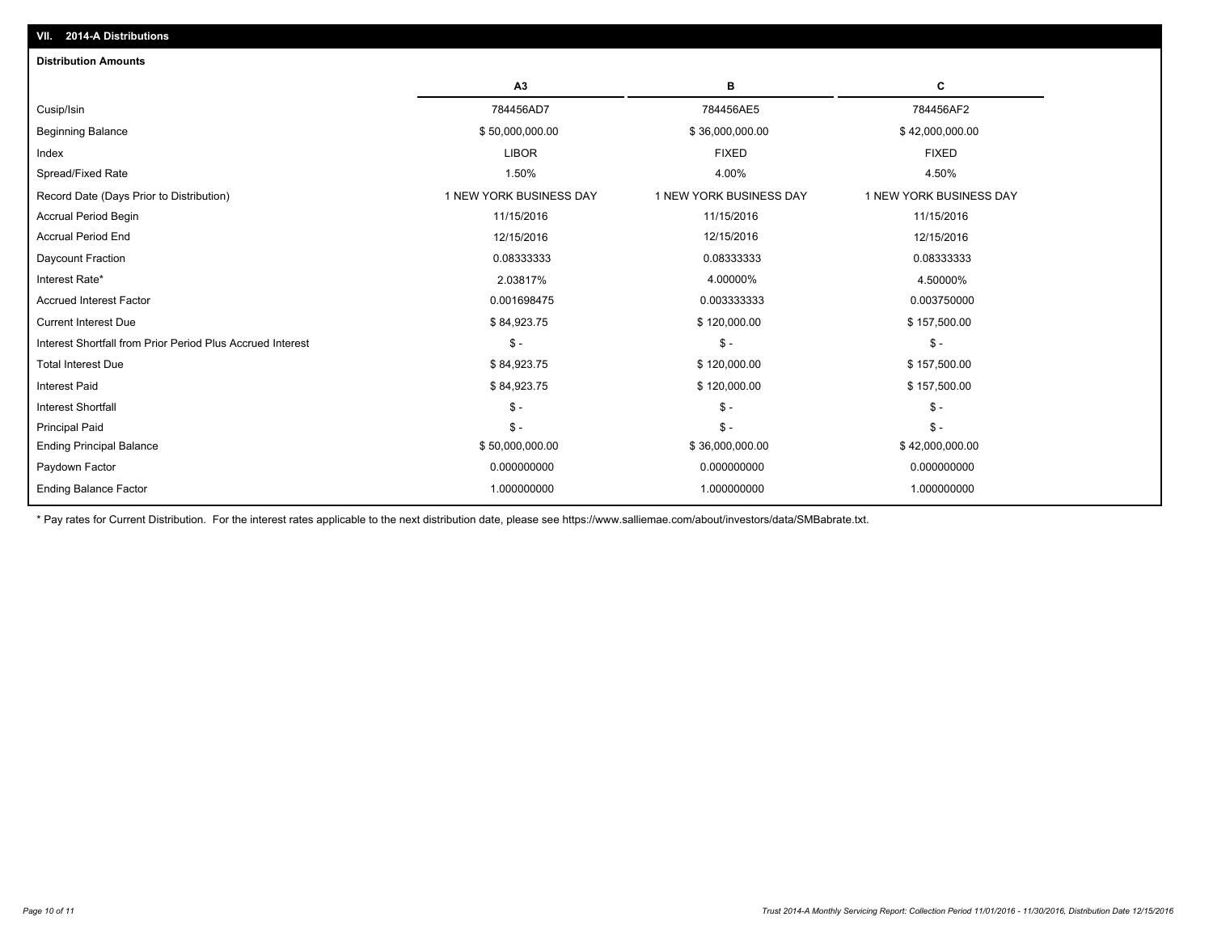## VII. 2014-A Distributions

### Distribution Amounts

| | A3 | B | C |
|---|---|---|---|
| Cusip/Isin | 784456AD7 | 784456AE5 | 784456AF2 |
| Beginning Balance | $ 50,000,000.00 | $ 36,000,000.00 | $ 42,000,000.00 |
| Index | LIBOR | FIXED | FIXED |
| Spread/Fixed Rate | 1.50% | 4.00% | 4.50% |
| Record Date (Days Prior to Distribution) | 1 NEW YORK BUSINESS DAY | 1 NEW YORK BUSINESS DAY | 1 NEW YORK BUSINESS DAY |
| Accrual Period Begin | 11/15/2016 | 11/15/2016 | 11/15/2016 |
| Accrual Period End | 12/15/2016 | 12/15/2016 | 12/15/2016 |
| Daycount Fraction | 0.08333333 | 0.08333333 | 0.08333333 |
| Interest Rate* | 2.03817% | 4.00000% | 4.50000% |
| Accrued Interest Factor | 0.001698475 | 0.003333333 | 0.003750000 |
| Current Interest Due | $ 84,923.75 | $ 120,000.00 | $ 157,500.00 |
| Interest Shortfall from Prior Period Plus Accrued Interest | $ - | $ - | $ - |
| Total Interest Due | $ 84,923.75 | $ 120,000.00 | $ 157,500.00 |
| Interest Paid | $ 84,923.75 | $ 120,000.00 | $ 157,500.00 |
| Interest Shortfall | $ - | $ - | $ - |
| Principal Paid | $ - | $ - | $ - |
| Ending Principal Balance | $ 50,000,000.00 | $ 36,000,000.00 | $ 42,000,000.00 |
| Paydown Factor | 0.000000000 | 0.000000000 | 0.000000000 |
| Ending Balance Factor | 1.000000000 | 1.000000000 | 1.000000000 |

* Pay rates for Current Distribution. For the interest rates applicable to the next distribution date, please see https://www.salliemae.com/about/investors/data/SMBabrate.txt.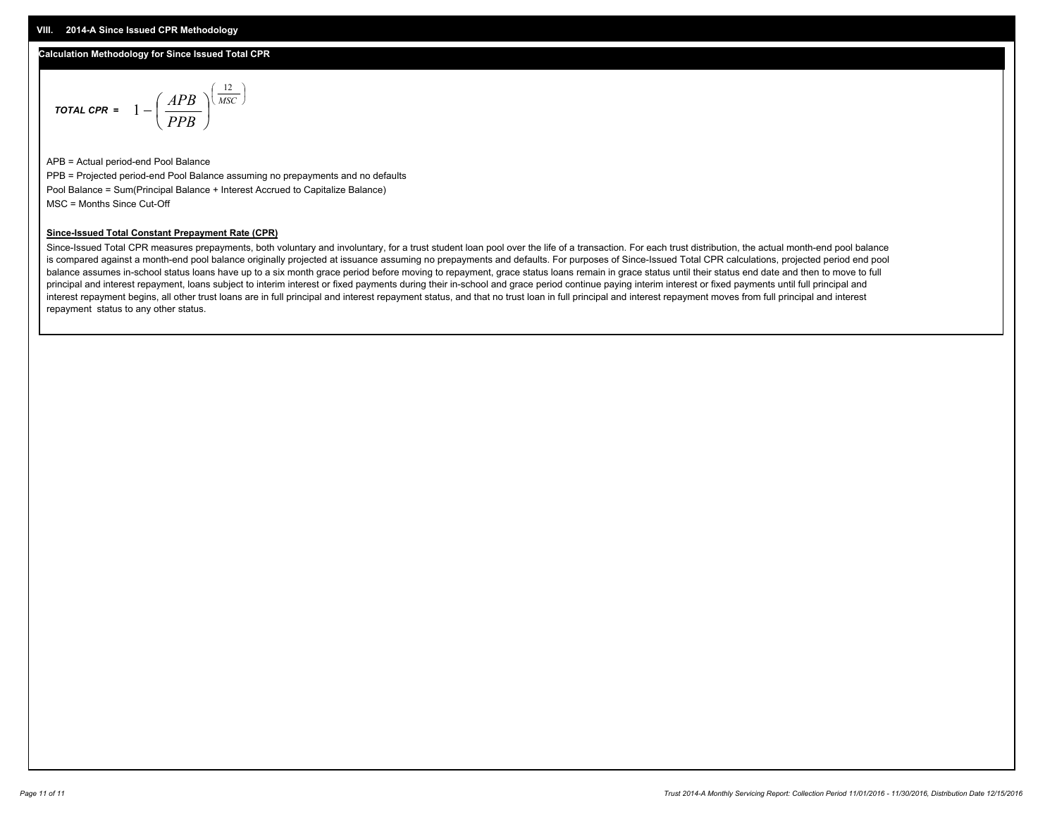## VIII. 2014-A Since Issued CPR Methodology

### Calculation Methodology for Since Issued Total CPR

$$\textit{TOTAL CPR} = 1 - \left(\frac{APB}{PPB}\right)^{\left(\frac{12}{MSC}\right)}$$

APB = Actual period-end Pool Balance

PPB = Projected period-end Pool Balance assuming no prepayments and no defaults

Pool Balance = Sum(Principal Balance + Interest Accrued to Capitalize Balance)

MSC = Months Since Cut-Off

**Since-Issued Total Constant Prepayment Rate (CPR)**

Since-Issued Total CPR measures prepayments, both voluntary and involuntary, for a trust student loan pool over the life of a transaction. For each trust distribution, the actual month-end pool balance is compared against a month-end pool balance originally projected at issuance assuming no prepayments and defaults. For purposes of Since-Issued Total CPR calculations, projected period end pool balance assumes in-school status loans have up to a six month grace period before moving to repayment, grace status loans remain in grace status until their status end date and then to move to full principal and interest repayment, loans subject to interim interest or fixed payments during their in-school and grace period continue paying interim interest or fixed payments until full principal and interest repayment begins, all other trust loans are in full principal and interest repayment status, and that no trust loan in full principal and interest repayment moves from full principal and interest repayment status to any other status.